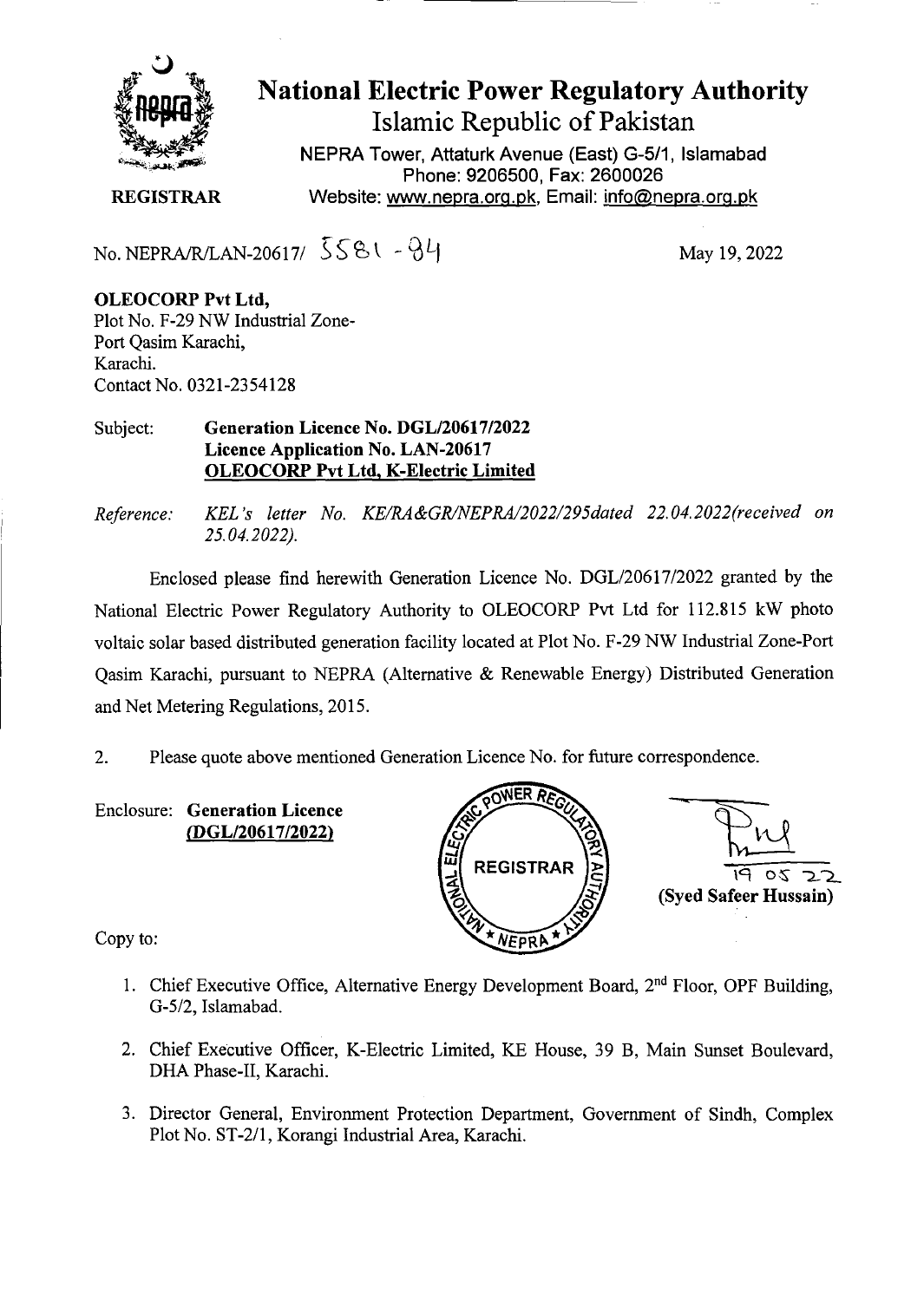# National Electric Power Regulatory Authority

## Islamic Republic of Pakistan

NEPRA Tower, Attaturk Avenue (East) G-5/1, Islamabad
Phone: 9206500, Fax: 2600026
Website: www.nepra.org.pk, Email: info@nepra.org.pk

**REGISTRAR**

No. NEPRA/R/LAN-20617/ 5581 - 84

May 19, 2022

**OLEOCORP Pvt Ltd,**
Plot No. F-29 NW Industrial Zone-
Port Qasim Karachi,
Karachi.
Contact No. 0321-2354128

Subject: **Generation Licence No. DGL/20617/2022**
**Licence Application No. LAN-20617**
**<u>OLEOCORP Pvt Ltd, K-Electric Limited</u>**

*Reference: KEL's letter No. KE/RA&GR/NEPRA/2022/295dated 22.04.2022(received on 25.04.2022).*

Enclosed please find herewith Generation Licence No. DGL/20617/2022 granted by the National Electric Power Regulatory Authority to OLEOCORP Pvt Ltd for 112.815 kW photo voltaic solar based distributed generation facility located at Plot No. F-29 NW Industrial Zone-Port Qasim Karachi, pursuant to NEPRA (Alternative & Renewable Energy) Distributed Generation and Net Metering Regulations, 2015.

2. Please quote above mentioned Generation Licence No. for future correspondence.

Enclosure: **Generation Licence**
**<u>(DGL/20617/2022)</u>**

19 05 22
**(Syed Safeer Hussain)**

Copy to:

1. Chief Executive Office, Alternative Energy Development Board, 2nd Floor, OPF Building, G-5/2, Islamabad.

2. Chief Executive Officer, K-Electric Limited, KE House, 39 B, Main Sunset Boulevard, DHA Phase-II, Karachi.

3. Director General, Environment Protection Department, Government of Sindh, Complex Plot No. ST-2/1, Korangi Industrial Area, Karachi.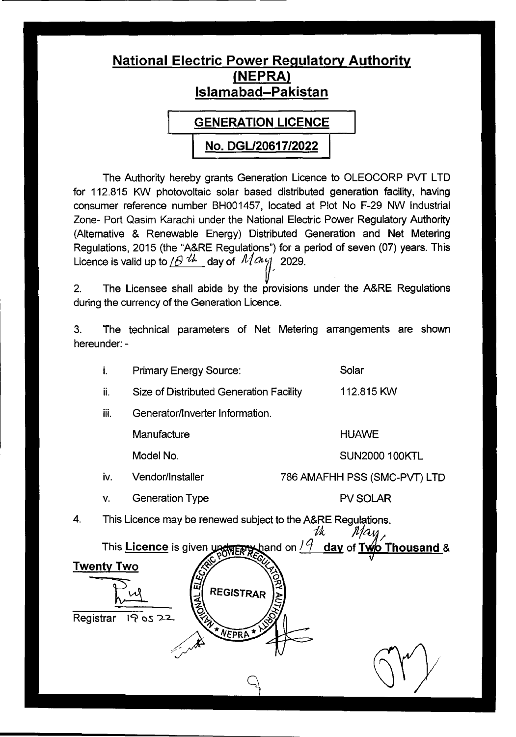# National Electric Power Regulatory Authority (NEPRA) Islamabad–Pakistan

## GENERATION LICENCE

## No. DGL/20617/2022

The Authority hereby grants Generation Licence to OLEOCORP PVT LTD for 112.815 KW photovoltaic solar based distributed generation facility, having consumer reference number BH001457, located at Plot No F-29 NW Industrial Zone- Port Qasim Karachi under the National Electric Power Regulatory Authority (Alternative & Renewable Energy) Distributed Generation and Net Metering Regulations, 2015 (the "A&RE Regulations") for a period of seven (07) years. This Licence is valid up to 18th day of May 2029.

2. The Licensee shall abide by the provisions under the A&RE Regulations during the currency of the Generation Licence.

3. The technical parameters of Net Metering arrangements are shown hereunder: -

| | | |
|---|---|---|
| i. | Primary Energy Source: | Solar |
| ii. | Size of Distributed Generation Facility | 112.815 KW |
| iii. | Generator/Inverter Information. | |
| | Manufacture | HUAWE |
| | Model No. | SUN2000 100KTL |
| iv. | Vendor/Installer | 786 AMAFHH PSS (SMC-PVT) LTD |
| v. | Generation Type | PV SOLAR |

4. This Licence may be renewed subject to the A&RE Regulations.

This **Licence** is given under my hand on 19th **day** of May, **Two Thousand** & **Twenty Two**

Registrar 19 05 22

REGISTRAR
NATIONAL ELECTRIC POWER REGULATORY AUTHORITY
NEPRA